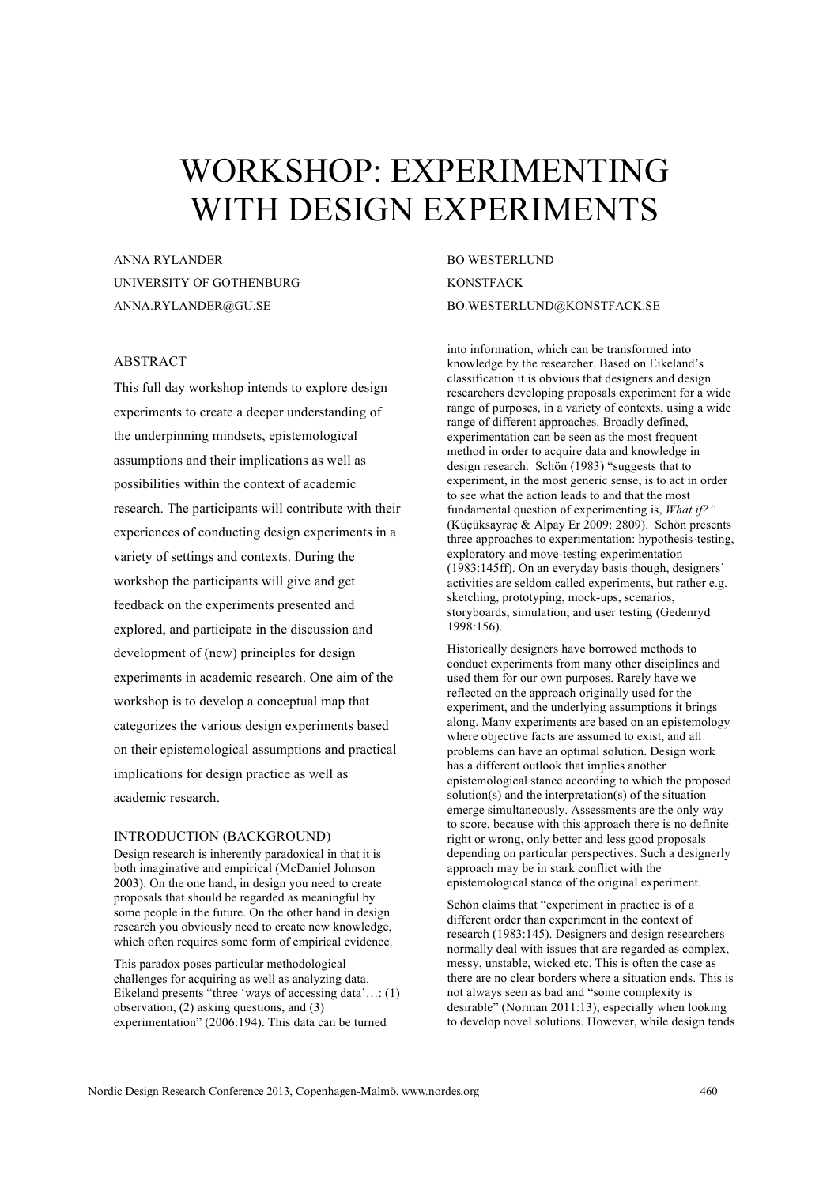# WORKSHOP: EXPERIMENTING WITH DESIGN EXPERIMENTS

ANNA RYLANDER
UNIVERSITY OF GOTHENBURG
ANNA.RYLANDER@GU.SE

BO WESTERLUND
KONSTFACK
BO.WESTERLUND@KONSTFACK.SE

## ABSTRACT

This full day workshop intends to explore design experiments to create a deeper understanding of the underpinning mindsets, epistemological assumptions and their implications as well as possibilities within the context of academic research. The participants will contribute with their experiences of conducting design experiments in a variety of settings and contexts. During the workshop the participants will give and get feedback on the experiments presented and explored, and participate in the discussion and development of (new) principles for design experiments in academic research. One aim of the workshop is to develop a conceptual map that categorizes the various design experiments based on their epistemological assumptions and practical implications for design practice as well as academic research.

## INTRODUCTION (BACKGROUND)

Design research is inherently paradoxical in that it is both imaginative and empirical (McDaniel Johnson 2003). On the one hand, in design you need to create proposals that should be regarded as meaningful by some people in the future. On the other hand in design research you obviously need to create new knowledge, which often requires some form of empirical evidence.

This paradox poses particular methodological challenges for acquiring as well as analyzing data. Eikeland presents "three 'ways of accessing data'…: (1) observation, (2) asking questions, and (3) experimentation" (2006:194). This data can be turned into information, which can be transformed into knowledge by the researcher. Based on Eikeland's classification it is obvious that designers and design researchers developing proposals experiment for a wide range of purposes, in a variety of contexts, using a wide range of different approaches. Broadly defined, experimentation can be seen as the most frequent method in order to acquire data and knowledge in design research. Schön (1983) "suggests that to experiment, in the most generic sense, is to act in order to see what the action leads to and that the most fundamental question of experimenting is, *What if?"* (Küçüksayraç & Alpay Er 2009: 2809). Schön presents three approaches to experimentation: hypothesis-testing, exploratory and move-testing experimentation (1983:145ff). On an everyday basis though, designers' activities are seldom called experiments, but rather e.g. sketching, prototyping, mock-ups, scenarios, storyboards, simulation, and user testing (Gedenryd 1998:156).

Historically designers have borrowed methods to conduct experiments from many other disciplines and used them for our own purposes. Rarely have we reflected on the approach originally used for the experiment, and the underlying assumptions it brings along. Many experiments are based on an epistemology where objective facts are assumed to exist, and all problems can have an optimal solution. Design work has a different outlook that implies another epistemological stance according to which the proposed solution(s) and the interpretation(s) of the situation emerge simultaneously. Assessments are the only way to score, because with this approach there is no definite right or wrong, only better and less good proposals depending on particular perspectives. Such a designerly approach may be in stark conflict with the epistemological stance of the original experiment.

Schön claims that "experiment in practice is of a different order than experiment in the context of research (1983:145). Designers and design researchers normally deal with issues that are regarded as complex, messy, unstable, wicked etc. This is often the case as there are no clear borders where a situation ends. This is not always seen as bad and "some complexity is desirable" (Norman 2011:13), especially when looking to develop novel solutions. However, while design tends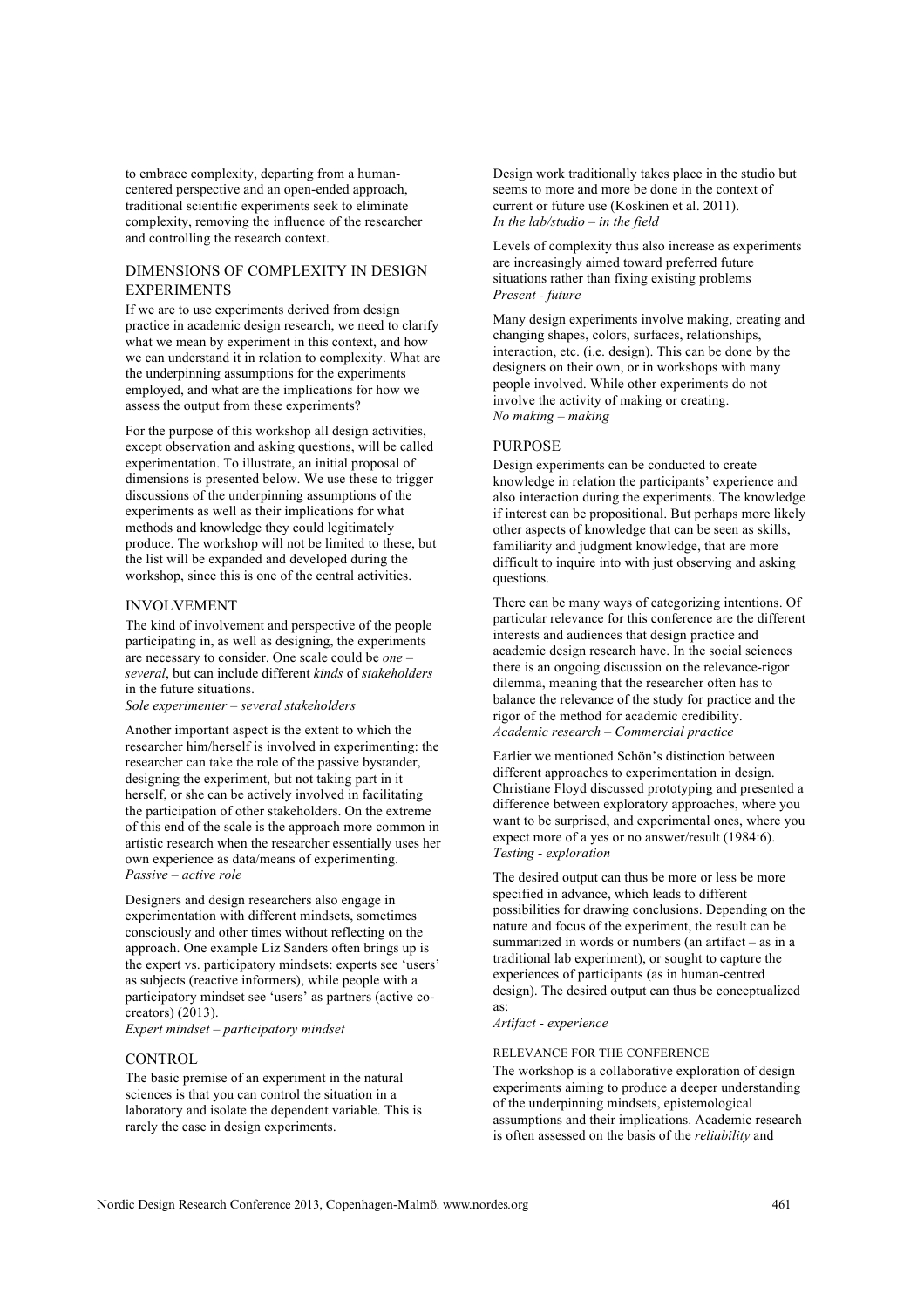to embrace complexity, departing from a human-centered perspective and an open-ended approach, traditional scientific experiments seek to eliminate complexity, removing the influence of the researcher and controlling the research context.

## DIMENSIONS OF COMPLEXITY IN DESIGN EXPERIMENTS

If we are to use experiments derived from design practice in academic design research, we need to clarify what we mean by experiment in this context, and how we can understand it in relation to complexity. What are the underpinning assumptions for the experiments employed, and what are the implications for how we assess the output from these experiments?

For the purpose of this workshop all design activities, except observation and asking questions, will be called experimentation. To illustrate, an initial proposal of dimensions is presented below. We use these to trigger discussions of the underpinning assumptions of the experiments as well as their implications for what methods and knowledge they could legitimately produce. The workshop will not be limited to these, but the list will be expanded and developed during the workshop, since this is one of the central activities.

## INVOLVEMENT

The kind of involvement and perspective of the people participating in, as well as designing, the experiments are necessary to consider. One scale could be *one – several*, but can include different *kinds* of *stakeholders* in the future situations.
*Sole experimenter – several stakeholders*

Another important aspect is the extent to which the researcher him/herself is involved in experimenting: the researcher can take the role of the passive bystander, designing the experiment, but not taking part in it herself, or she can be actively involved in facilitating the participation of other stakeholders. On the extreme of this end of the scale is the approach more common in artistic research when the researcher essentially uses her own experience as data/means of experimenting.
*Passive – active role*

Designers and design researchers also engage in experimentation with different mindsets, sometimes consciously and other times without reflecting on the approach. One example Liz Sanders often brings up is the expert vs. participatory mindsets: experts see 'users' as subjects (reactive informers), while people with a participatory mindset see 'users' as partners (active co-creators) (2013).
*Expert mindset – participatory mindset*

## CONTROL

The basic premise of an experiment in the natural sciences is that you can control the situation in a laboratory and isolate the dependent variable. This is rarely the case in design experiments.

Design work traditionally takes place in the studio but seems to more and more be done in the context of current or future use (Koskinen et al. 2011).
*In the lab/studio – in the field*

Levels of complexity thus also increase as experiments are increasingly aimed toward preferred future situations rather than fixing existing problems
*Present - future*

Many design experiments involve making, creating and changing shapes, colors, surfaces, relationships, interaction, etc. (i.e. design). This can be done by the designers on their own, or in workshops with many people involved. While other experiments do not involve the activity of making or creating.
*No making – making*

## PURPOSE

Design experiments can be conducted to create knowledge in relation the participants' experience and also interaction during the experiments. The knowledge if interest can be propositional. But perhaps more likely other aspects of knowledge that can be seen as skills, familiarity and judgment knowledge, that are more difficult to inquire into with just observing and asking questions.

There can be many ways of categorizing intentions. Of particular relevance for this conference are the different interests and audiences that design practice and academic design research have. In the social sciences there is an ongoing discussion on the relevance-rigor dilemma, meaning that the researcher often has to balance the relevance of the study for practice and the rigor of the method for academic credibility.
*Academic research – Commercial practice*

Earlier we mentioned Schön's distinction between different approaches to experimentation in design. Christiane Floyd discussed prototyping and presented a difference between exploratory approaches, where you want to be surprised, and experimental ones, where you expect more of a yes or no answer/result (1984:6).
*Testing - exploration*

The desired output can thus be more or less be more specified in advance, which leads to different possibilities for drawing conclusions. Depending on the nature and focus of the experiment, the result can be summarized in words or numbers (an artifact – as in a traditional lab experiment), or sought to capture the experiences of participants (as in human-centred design). The desired output can thus be conceptualized as:
*Artifact - experience*

### RELEVANCE FOR THE CONFERENCE

The workshop is a collaborative exploration of design experiments aiming to produce a deeper understanding of the underpinning mindsets, epistemological assumptions and their implications. Academic research is often assessed on the basis of the *reliability* and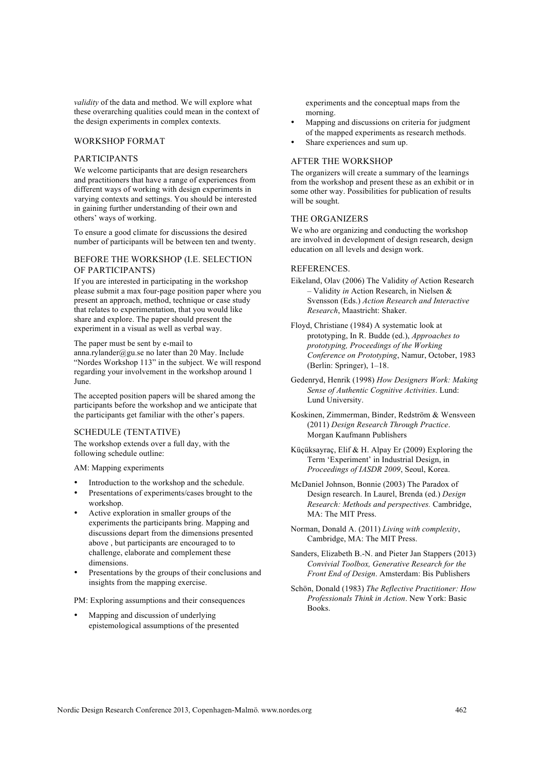*validity* of the data and method. We will explore what these overarching qualities could mean in the context of the design experiments in complex contexts.

## WORKSHOP FORMAT

### PARTICIPANTS

We welcome participants that are design researchers and practitioners that have a range of experiences from different ways of working with design experiments in varying contexts and settings. You should be interested in gaining further understanding of their own and others' ways of working.

To ensure a good climate for discussions the desired number of participants will be between ten and twenty.

### BEFORE THE WORKSHOP (I.E. SELECTION OF PARTICIPANTS)

If you are interested in participating in the workshop please submit a max four-page position paper where you present an approach, method, technique or case study that relates to experimentation, that you would like share and explore. The paper should present the experiment in a visual as well as verbal way.

The paper must be sent by e-mail to anna.rylander@gu.se no later than 20 May. Include "Nordes Workshop 113" in the subject. We will respond regarding your involvement in the workshop around 1 June.

The accepted position papers will be shared among the participants before the workshop and we anticipate that the participants get familiar with the other's papers.

### SCHEDULE (TENTATIVE)

The workshop extends over a full day, with the following schedule outline:

AM: Mapping experiments

- Introduction to the workshop and the schedule.
- Presentations of experiments/cases brought to the workshop.
- Active exploration in smaller groups of the experiments the participants bring. Mapping and discussions depart from the dimensions presented above , but participants are encouraged to to challenge, elaborate and complement these dimensions.
- Presentations by the groups of their conclusions and insights from the mapping exercise.

PM: Exploring assumptions and their consequences

- Mapping and discussion of underlying epistemological assumptions of the presented experiments and the conceptual maps from the morning.
- Mapping and discussions on criteria for judgment of the mapped experiments as research methods.
- Share experiences and sum up.

### AFTER THE WORKSHOP

The organizers will create a summary of the learnings from the workshop and present these as an exhibit or in some other way. Possibilities for publication of results will be sought.

### THE ORGANIZERS

We who are organizing and conducting the workshop are involved in development of design research, design education on all levels and design work.

## REFERENCES.

Eikeland, Olav (2006) The Validity *of* Action Research – Validity *in* Action Research, in Nielsen & Svensson (Eds.) *Action Research and Interactive Research*, Maastricht: Shaker.

Floyd, Christiane (1984) A systematic look at prototyping, In R. Budde (ed.), *Approaches to prototyping, Proceedings of the Working Conference on Prototyping*, Namur, October, 1983 (Berlin: Springer), 1–18.

Gedenryd, Henrik (1998) *How Designers Work: Making Sense of Authentic Cognitive Activities*. Lund: Lund University.

Koskinen, Zimmerman, Binder, Redström & Wensveen (2011) *Design Research Through Practice*. Morgan Kaufmann Publishers

Küçüksayraç, Elif & H. Alpay Er (2009) Exploring the Term 'Experiment' in Industrial Design, in *Proceedings of IASDR 2009*, Seoul, Korea.

McDaniel Johnson, Bonnie (2003) The Paradox of Design research. In Laurel, Brenda (ed.) *Design Research: Methods and perspectives.* Cambridge, MA: The MIT Press.

Norman, Donald A. (2011) *Living with complexity*, Cambridge, MA: The MIT Press.

Sanders, Elizabeth B.-N. and Pieter Jan Stappers (2013) *Convivial Toolbox, Generative Research for the Front End of Design*. Amsterdam: Bis Publishers

Schön, Donald (1983) *The Reflective Practitioner: How Professionals Think in Action*. New York: Basic Books.